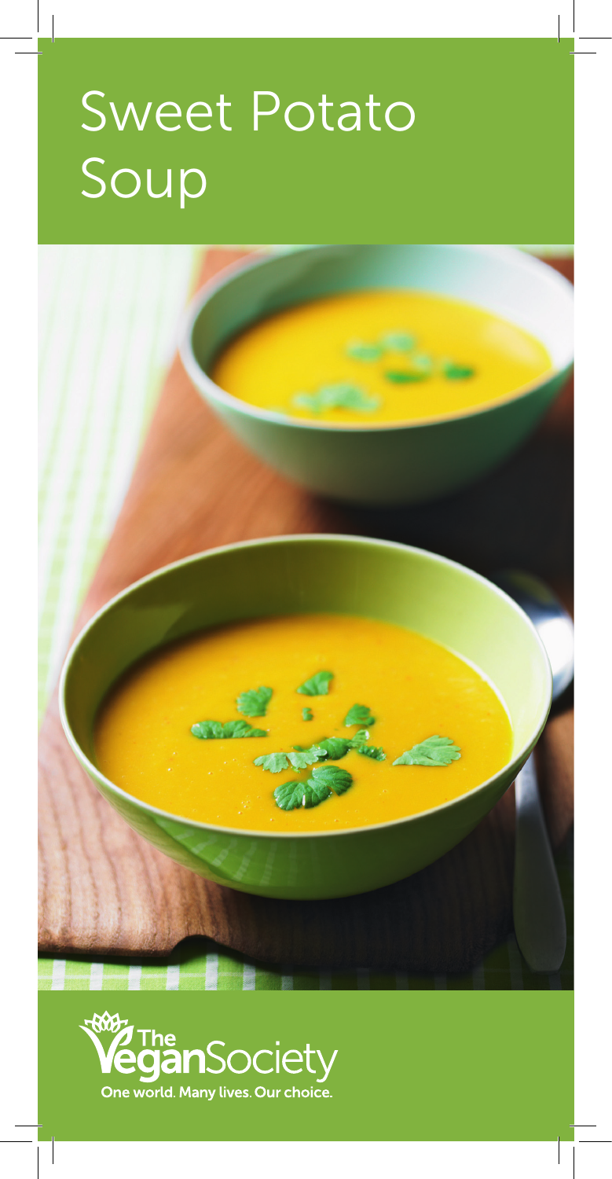# Sweet Potato Soup

The Vegan Society

One world. Many lives. Our choice.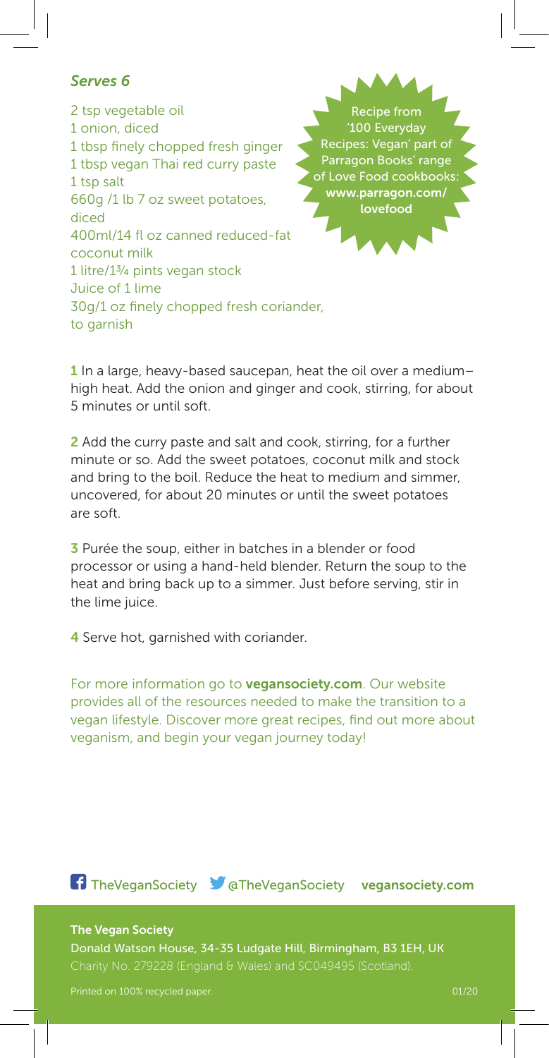### *Serves 6*

2 tsp vegetable oil
1 onion, diced
1 tbsp finely chopped fresh ginger
1 tbsp vegan Thai red curry paste
1 tsp salt
660g /1 lb 7 oz sweet potatoes, diced
400ml/14 fl oz canned reduced-fat coconut milk
1 litre/1¾ pints vegan stock
Juice of 1 lime
30g/1 oz finely chopped fresh coriander, to garnish

Recipe from '100 Everyday Recipes: Vegan' part of Parragon Books' range of Love Food cookbooks: **www.parragon.com/lovefood**

**1** In a large, heavy-based saucepan, heat the oil over a medium–high heat. Add the onion and ginger and cook, stirring, for about 5 minutes or until soft.

**2** Add the curry paste and salt and cook, stirring, for a further minute or so. Add the sweet potatoes, coconut milk and stock and bring to the boil. Reduce the heat to medium and simmer, uncovered, for about 20 minutes or until the sweet potatoes are soft.

**3** Purée the soup, either in batches in a blender or food processor or using a hand-held blender. Return the soup to the heat and bring back up to a simmer. Just before serving, stir in the lime juice.

**4** Serve hot, garnished with coriander.

For more information go to **vegansociety.com**. Our website provides all of the resources needed to make the transition to a vegan lifestyle. Discover more great recipes, find out more about veganism, and begin your vegan journey today!

TheVeganSociety @TheVeganSociety **vegansociety.com**

**The Vegan Society**
Donald Watson House, 34-35 Ludgate Hill, Birmingham, B3 1EH, UK
Charity No. 279228 (England & Wales) and SC049495 (Scotland).

Printed on 100% recycled paper. 01/20